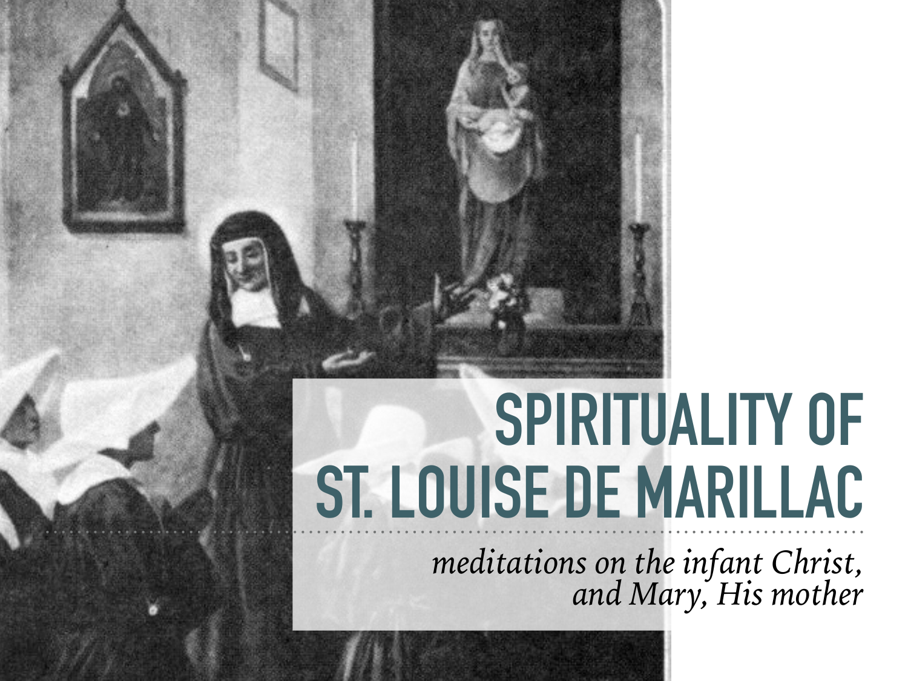# SPIRITUALITY OF ST. LOUISE DE MARILLAC

*meditations on the infant Christ, and Mary, His mother*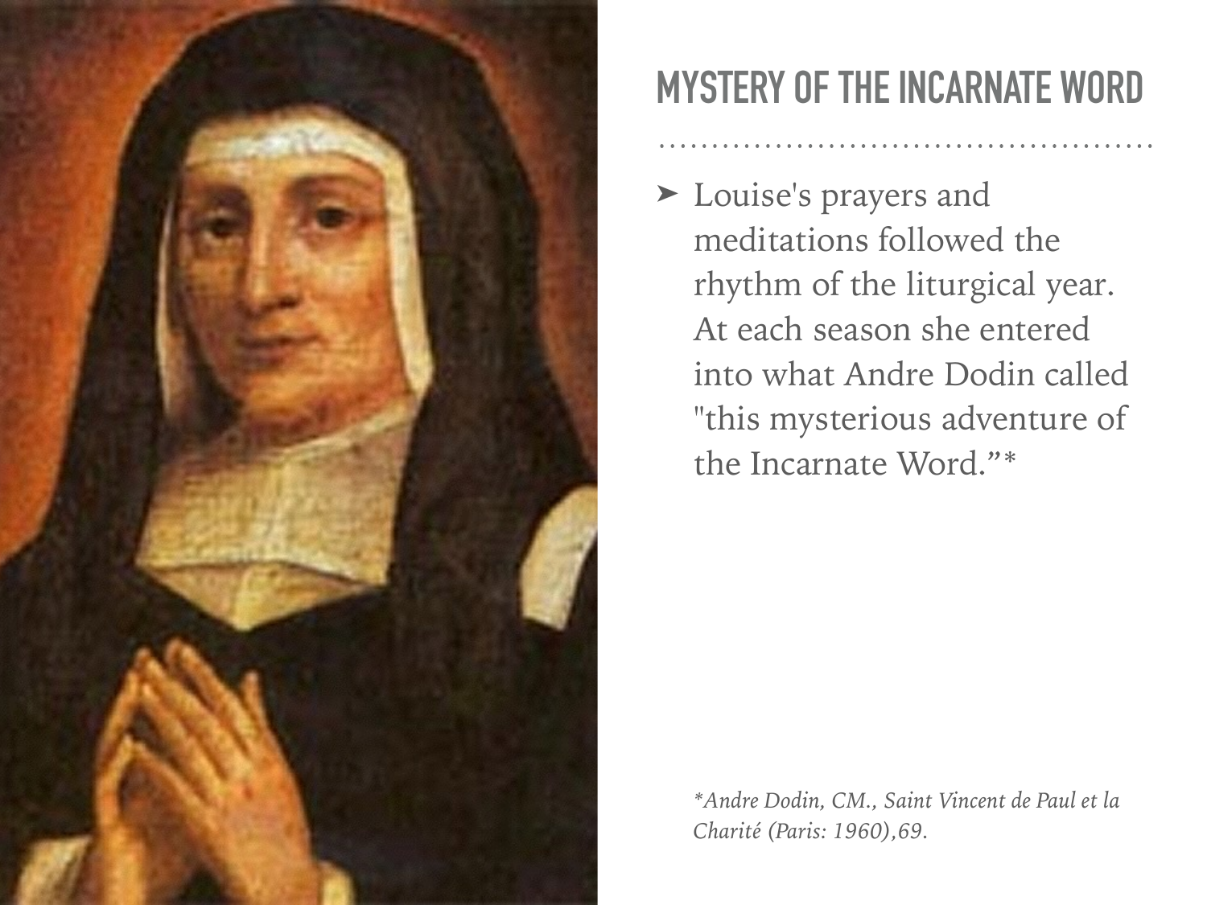## MYSTERY OF THE INCARNATE WORD

- Louise's prayers and meditations followed the rhythm of the liturgical year. At each season she entered into what Andre Dodin called "this mysterious adventure of the Incarnate Word."*

*\*Andre Dodin, CM., Saint Vincent de Paul et la Charité (Paris: 1960),69.*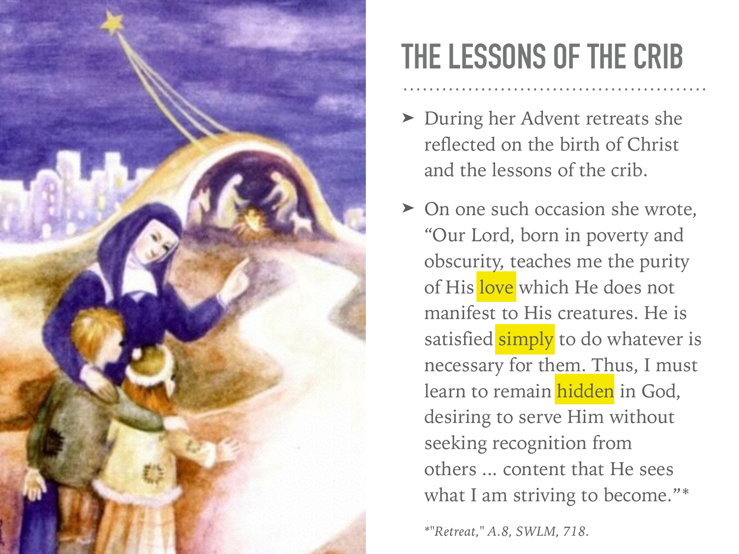# THE LESSONS OF THE CRIB

- During her Advent retreats she reflected on the birth of Christ and the lessons of the crib.
- On one such occasion she wrote, "Our Lord, born in poverty and obscurity, teaches me the purity of His love which He does not manifest to His creatures. He is satisfied simply to do whatever is necessary for them. Thus, I must learn to remain hidden in God, desiring to serve Him without seeking recognition from others ... content that He sees what I am striving to become."*

*\*"Retreat," A.8, SWLM, 718.*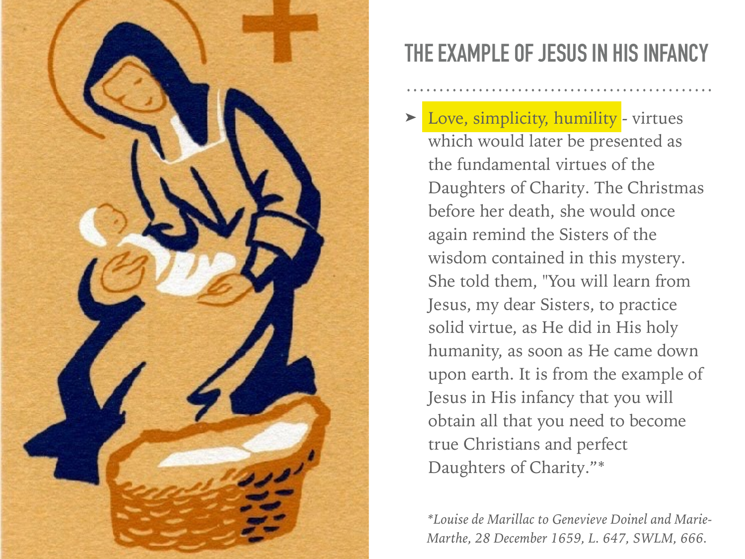## THE EXAMPLE OF JESUS IN HIS INFANCY

- Love, simplicity, humility - virtues which would later be presented as the fundamental virtues of the Daughters of Charity. The Christmas before her death, she would once again remind the Sisters of the wisdom contained in this mystery. She told them, "You will learn from Jesus, my dear Sisters, to practice solid virtue, as He did in His holy humanity, as soon as He came down upon earth. It is from the example of Jesus in His infancy that you will obtain all that you need to become true Christians and perfect Daughters of Charity."*

*\*Louise de Marillac to Genevieve Doinel and Marie-Marthe, 28 December 1659, L. 647, SWLM, 666.*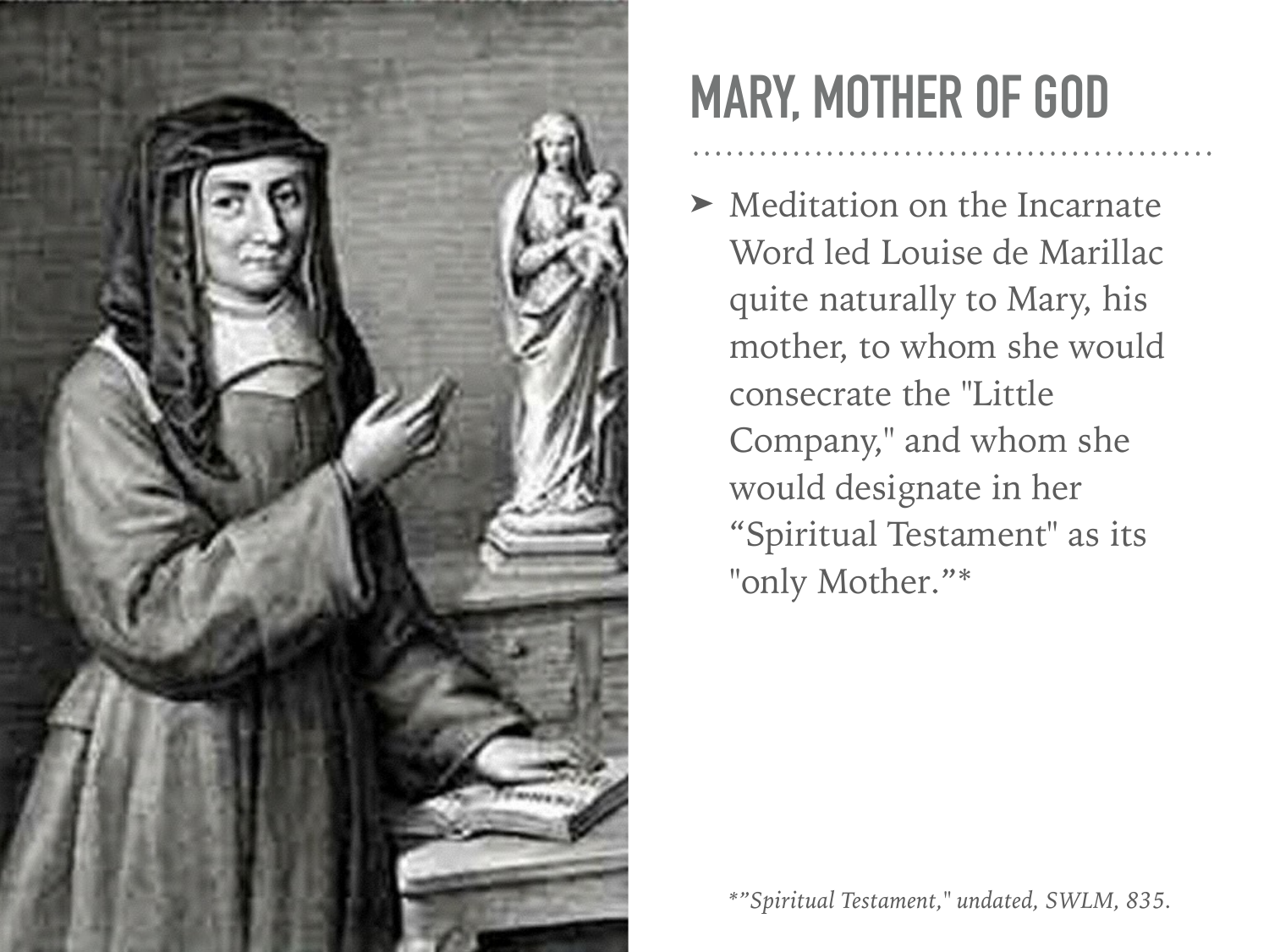# MARY, MOTHER OF GOD

- Meditation on the Incarnate Word led Louise de Marillac quite naturally to Mary, his mother, to whom she would consecrate the "Little Company," and whom she would designate in her “Spiritual Testament" as its "only Mother.”*

*\*”Spiritual Testament," undated, SWLM, 835.*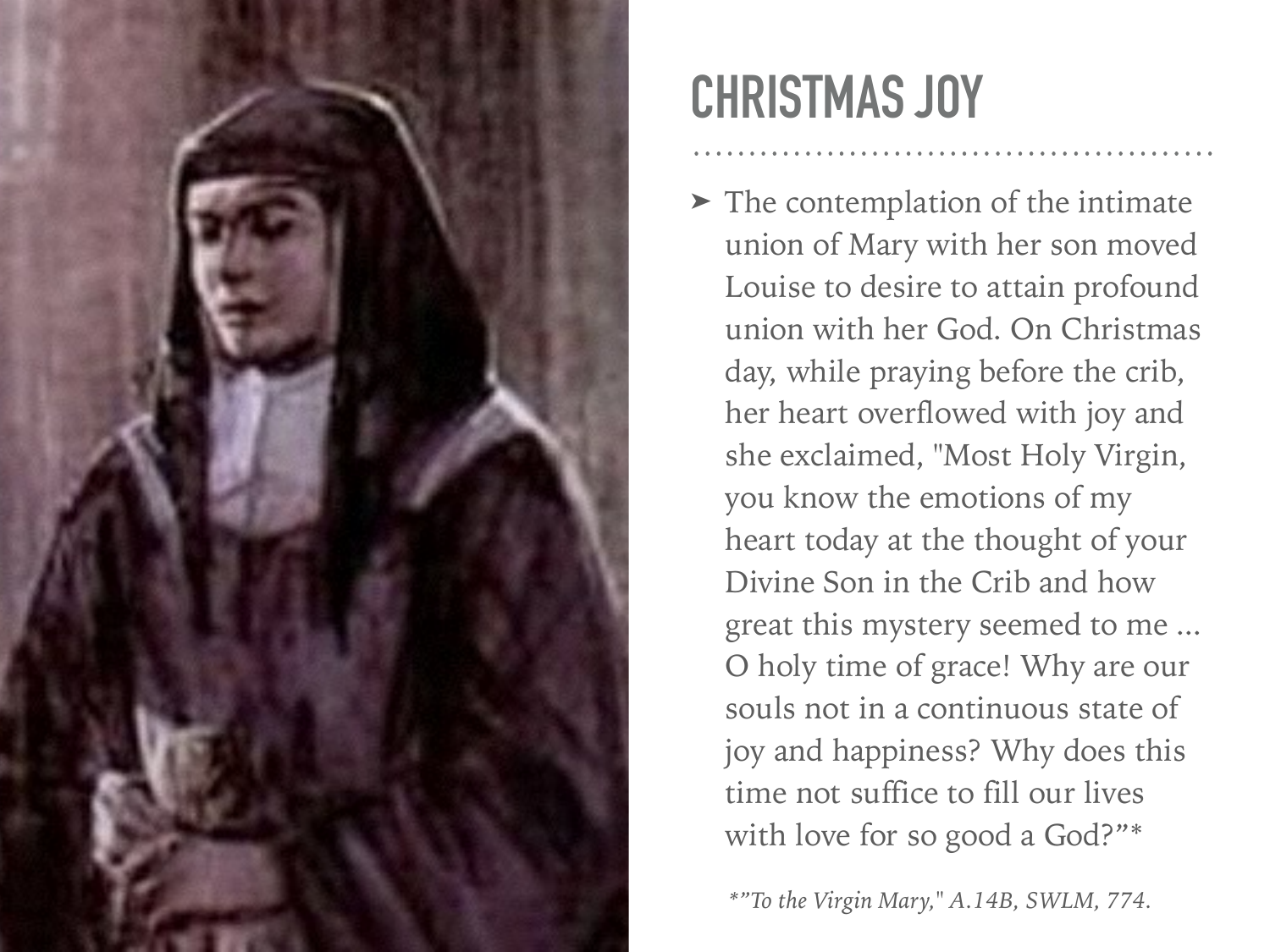# CHRISTMAS JOY

- The contemplation of the intimate union of Mary with her son moved Louise to desire to attain profound union with her God. On Christmas day, while praying before the crib, her heart overflowed with joy and she exclaimed, "Most Holy Virgin, you know the emotions of my heart today at the thought of your Divine Son in the Crib and how great this mystery seemed to me ... O holy time of grace! Why are our souls not in a continuous state of joy and happiness? Why does this time not suffice to fill our lives with love for so good a God?"*

*\*"To the Virgin Mary," A.14B, SWLM, 774.*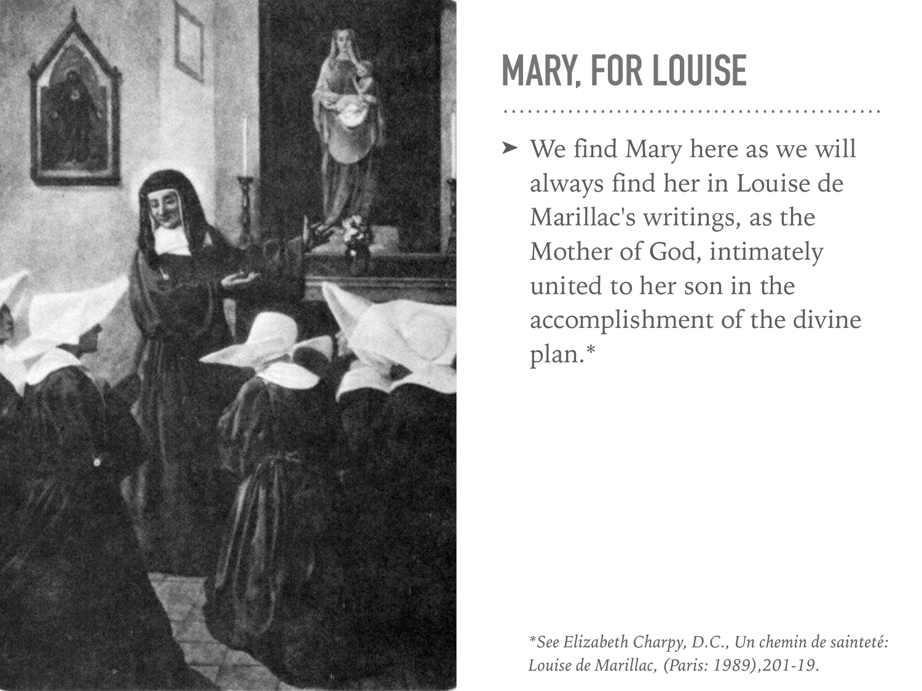## MARY, FOR LOUISE

- We find Mary here as we will always find her in Louise de Marillac's writings, as the Mother of God, intimately united to her son in the accomplishment of the divine plan.*

*\*See Elizabeth Charpy, D.C., Un chemin de sainteté: Louise de Marillac, (Paris: 1989),201-19.*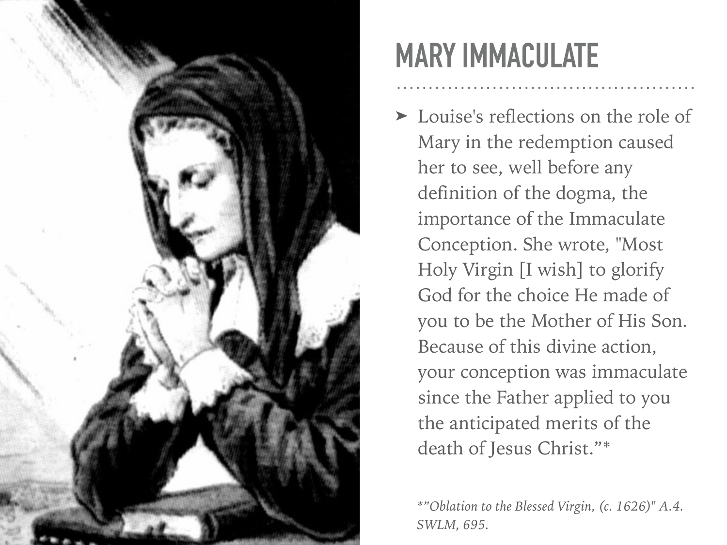# MARY IMMACULATE

- Louise's reflections on the role of Mary in the redemption caused her to see, well before any definition of the dogma, the importance of the Immaculate Conception. She wrote, "Most Holy Virgin [I wish] to glorify God for the choice He made of you to be the Mother of His Son. Because of this divine action, your conception was immaculate since the Father applied to you the anticipated merits of the death of Jesus Christ."*

*\*"Oblation to the Blessed Virgin, (c. 1626)" A.4. SWLM, 695.*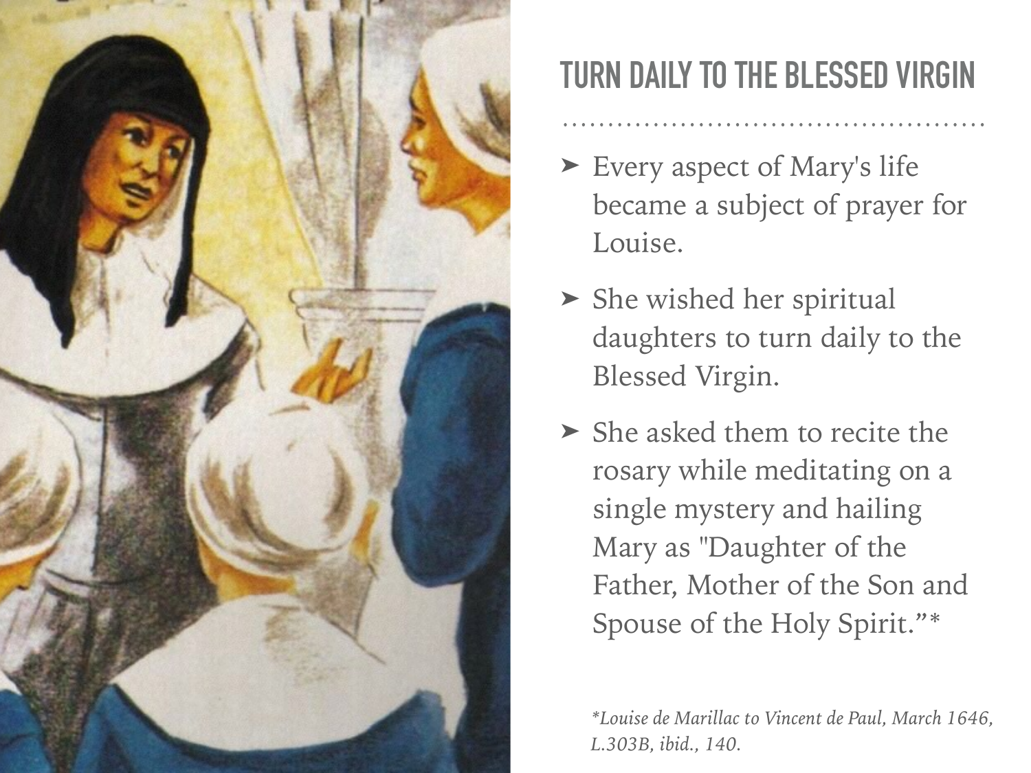## TURN DAILY TO THE BLESSED VIRGIN

- Every aspect of Mary's life became a subject of prayer for Louise.
- She wished her spiritual daughters to turn daily to the Blessed Virgin.
- She asked them to recite the rosary while meditating on a single mystery and hailing Mary as "Daughter of the Father, Mother of the Son and Spouse of the Holy Spirit."*

*\*Louise de Marillac to Vincent de Paul, March 1646, L.303B, ibid., 140.*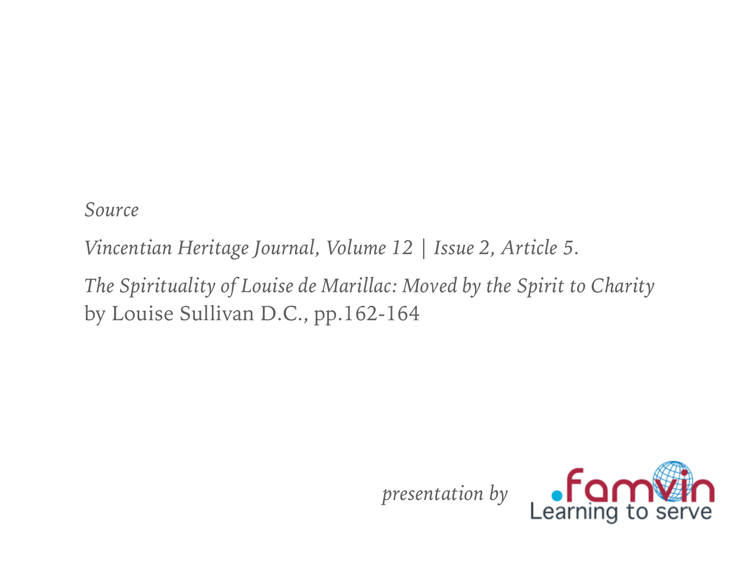*Source*

*Vincentian Heritage Journal, Volume 12 | Issue 2, Article 5.*

*The Spirituality of Louise de Marillac: Moved by the Spirit to Charity* by Louise Sullivan D.C., pp.162-164

*presentation by*

.famvin
Learning to serve